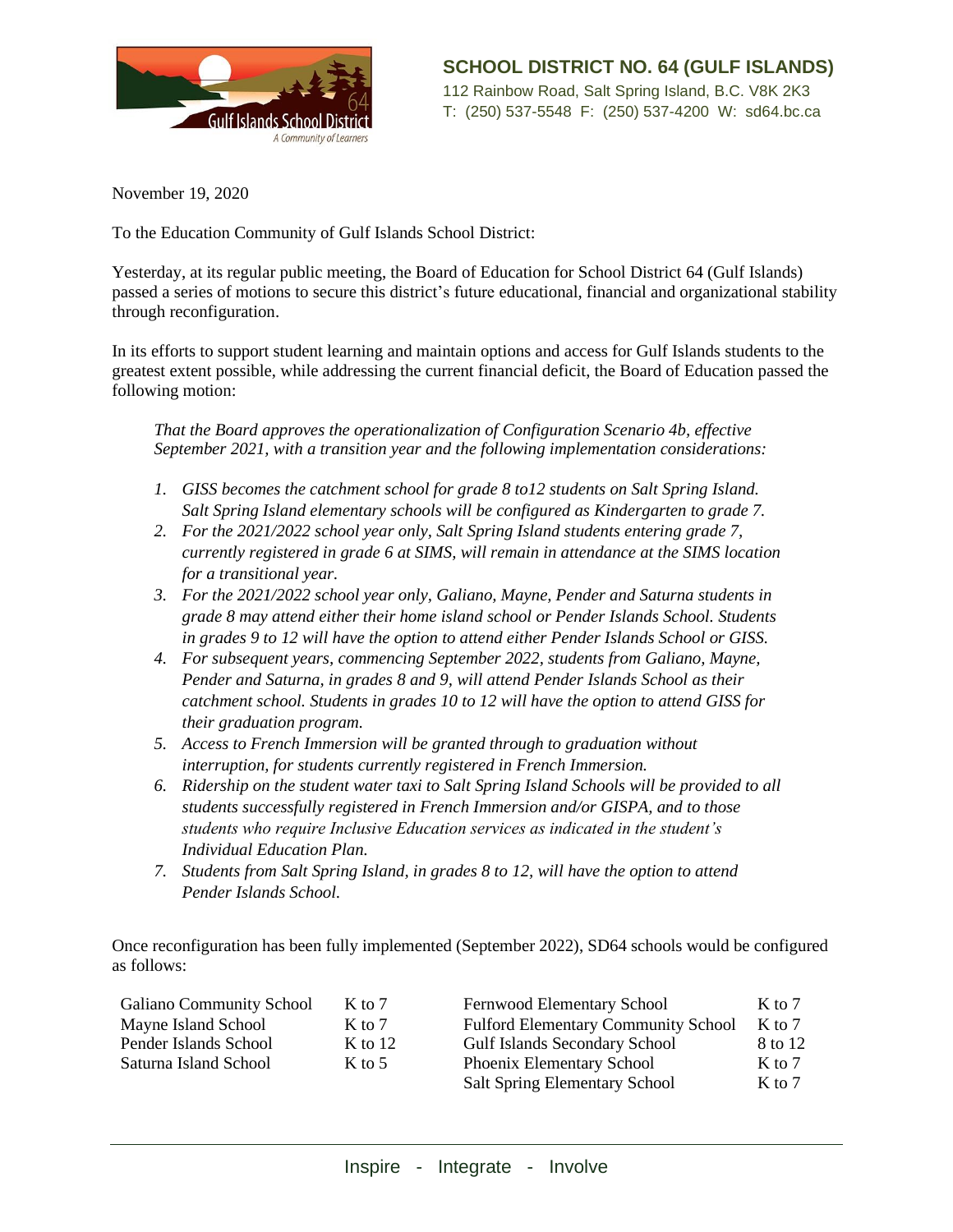**SCHOOL DISTRICT NO. 64 (GULF ISLANDS)**
112 Rainbow Road, Salt Spring Island, B.C. V8K 2K3
T: (250) 537-5548 F: (250) 537-4200 W: sd64.bc.ca

November 19, 2020

To the Education Community of Gulf Islands School District:

Yesterday, at its regular public meeting, the Board of Education for School District 64 (Gulf Islands) passed a series of motions to secure this district's future educational, financial and organizational stability through reconfiguration.

In its efforts to support student learning and maintain options and access for Gulf Islands students to the greatest extent possible, while addressing the current financial deficit, the Board of Education passed the following motion:

> *That the Board approves the operationalization of Configuration Scenario 4b, effective September 2021, with a transition year and the following implementation considerations:*
>
> 1. *GISS becomes the catchment school for grade 8 to12 students on Salt Spring Island. Salt Spring Island elementary schools will be configured as Kindergarten to grade 7.*
> 2. *For the 2021/2022 school year only, Salt Spring Island students entering grade 7, currently registered in grade 6 at SIMS, will remain in attendance at the SIMS location for a transitional year.*
> 3. *For the 2021/2022 school year only, Galiano, Mayne, Pender and Saturna students in grade 8 may attend either their home island school or Pender Islands School. Students in grades 9 to 12 will have the option to attend either Pender Islands School or GISS.*
> 4. *For subsequent years, commencing September 2022, students from Galiano, Mayne, Pender and Saturna, in grades 8 and 9, will attend Pender Islands School as their catchment school. Students in grades 10 to 12 will have the option to attend GISS for their graduation program.*
> 5. *Access to French Immersion will be granted through to graduation without interruption, for students currently registered in French Immersion.*
> 6. *Ridership on the student water taxi to Salt Spring Island Schools will be provided to all students successfully registered in French Immersion and/or GISPA, and to those students who require Inclusive Education services as indicated in the student's Individual Education Plan.*
> 7. *Students from Salt Spring Island, in grades 8 to 12, will have the option to attend Pender Islands School.*

Once reconfiguration has been fully implemented (September 2022), SD64 schools would be configured as follows:

| School | Grades | School | Grades |
|---|---|---|---|
| Galiano Community School | K to 7 | Fernwood Elementary School | K to 7 |
| Mayne Island School | K to 7 | Fulford Elementary Community School | K to 7 |
| Pender Islands School | K to 12 | Gulf Islands Secondary School | 8 to 12 |
| Saturna Island School | K to 5 | Phoenix Elementary School | K to 7 |
| | | Salt Spring Elementary School | K to 7 |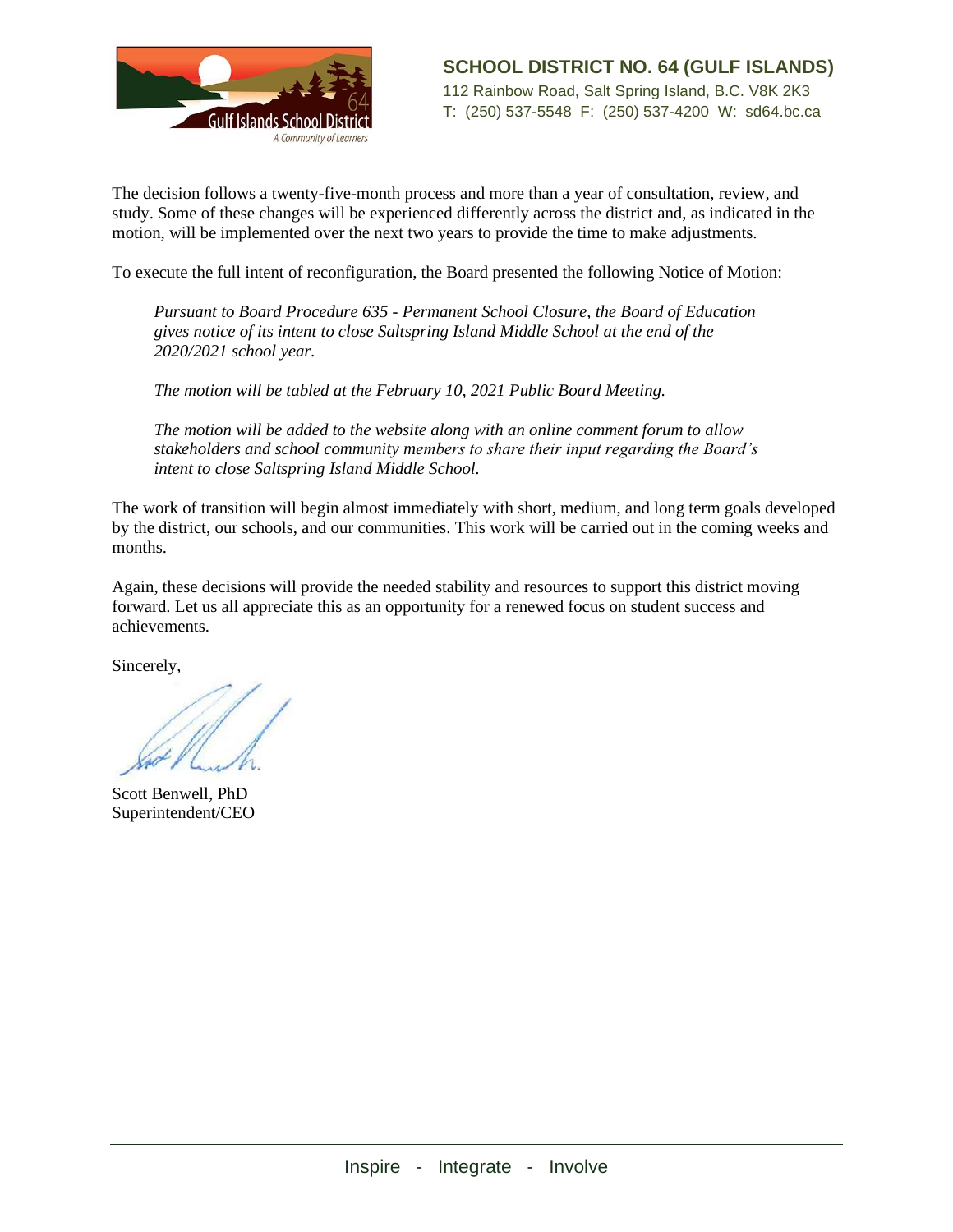The decision follows a twenty-five-month process and more than a year of consultation, review, and study. Some of these changes will be experienced differently across the district and, as indicated in the motion, will be implemented over the next two years to provide the time to make adjustments.

To execute the full intent of reconfiguration, the Board presented the following Notice of Motion:

> *Pursuant to Board Procedure 635 - Permanent School Closure, the Board of Education gives notice of its intent to close Saltspring Island Middle School at the end of the 2020/2021 school year.*
>
> *The motion will be tabled at the February 10, 2021 Public Board Meeting.*
>
> *The motion will be added to the website along with an online comment forum to allow stakeholders and school community members to share their input regarding the Board's intent to close Saltspring Island Middle School.*

The work of transition will begin almost immediately with short, medium, and long term goals developed by the district, our schools, and our communities. This work will be carried out in the coming weeks and months.

Again, these decisions will provide the needed stability and resources to support this district moving forward. Let us all appreciate this as an opportunity for a renewed focus on student success and achievements.

Sincerely,

Scott Benwell, PhD
Superintendent/CEO